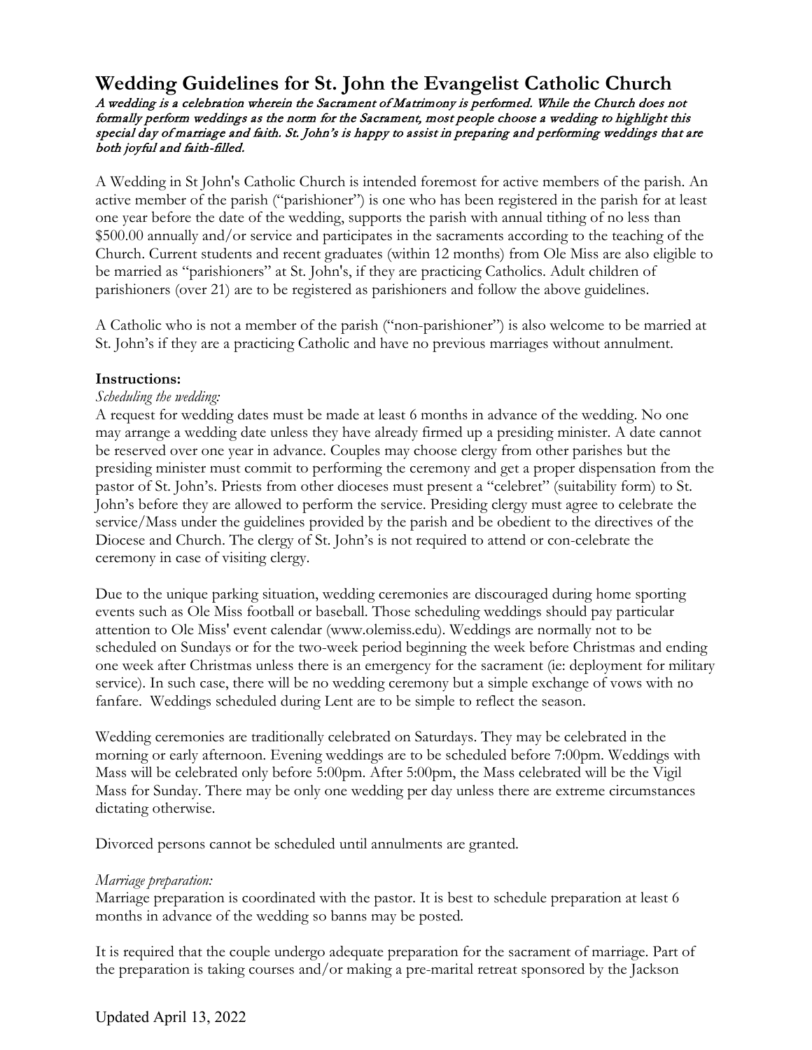# Wedding Guidelines for St. John the Evangelist Catholic Church

*A wedding is a celebration wherein the Sacrament of Mattrimony is performed. While the Church does not formally perform weddings as the norm for the Sacrament, most people choose a wedding to highlight this special day of marriage and faith. St. John's is happy to assist in preparing and performing weddings that are both joyful and faith-filled.*

A Wedding in St John's Catholic Church is intended foremost for active members of the parish. An active member of the parish ("parishioner") is one who has been registered in the parish for at least one year before the date of the wedding, supports the parish with annual tithing of no less than $500.00 annually and/or service and participates in the sacraments according to the teaching of the Church. Current students and recent graduates (within 12 months) from Ole Miss are also eligible to be married as "parishioners" at St. John's, if they are practicing Catholics. Adult children of parishioners (over 21) are to be registered as parishioners and follow the above guidelines.

A Catholic who is not a member of the parish ("non-parishioner") is also welcome to be married at St. John's if they are a practicing Catholic and have no previous marriages without annulment.

**Instructions:**

*Scheduling the wedding:*

A request for wedding dates must be made at least 6 months in advance of the wedding. No one may arrange a wedding date unless they have already firmed up a presiding minister. A date cannot be reserved over one year in advance. Couples may choose clergy from other parishes but the presiding minister must commit to performing the ceremony and get a proper dispensation from the pastor of St. John's. Priests from other dioceses must present a "celebret" (suitability form) to St. John's before they are allowed to perform the service. Presiding clergy must agree to celebrate the service/Mass under the guidelines provided by the parish and be obedient to the directives of the Diocese and Church. The clergy of St. John's is not required to attend or con-celebrate the ceremony in case of visiting clergy.

Due to the unique parking situation, wedding ceremonies are discouraged during home sporting events such as Ole Miss football or baseball. Those scheduling weddings should pay particular attention to Ole Miss' event calendar (www.olemiss.edu). Weddings are normally not to be scheduled on Sundays or for the two-week period beginning the week before Christmas and ending one week after Christmas unless there is an emergency for the sacrament (ie: deployment for military service). In such case, there will be no wedding ceremony but a simple exchange of vows with no fanfare. Weddings scheduled during Lent are to be simple to reflect the season.

Wedding ceremonies are traditionally celebrated on Saturdays. They may be celebrated in the morning or early afternoon. Evening weddings are to be scheduled before 7:00pm. Weddings with Mass will be celebrated only before 5:00pm. After 5:00pm, the Mass celebrated will be the Vigil Mass for Sunday. There may be only one wedding per day unless there are extreme circumstances dictating otherwise.

Divorced persons cannot be scheduled until annulments are granted.

*Marriage preparation:*

Marriage preparation is coordinated with the pastor. It is best to schedule preparation at least 6 months in advance of the wedding so banns may be posted.

It is required that the couple undergo adequate preparation for the sacrament of marriage. Part of the preparation is taking courses and/or making a pre-marital retreat sponsored by the Jackson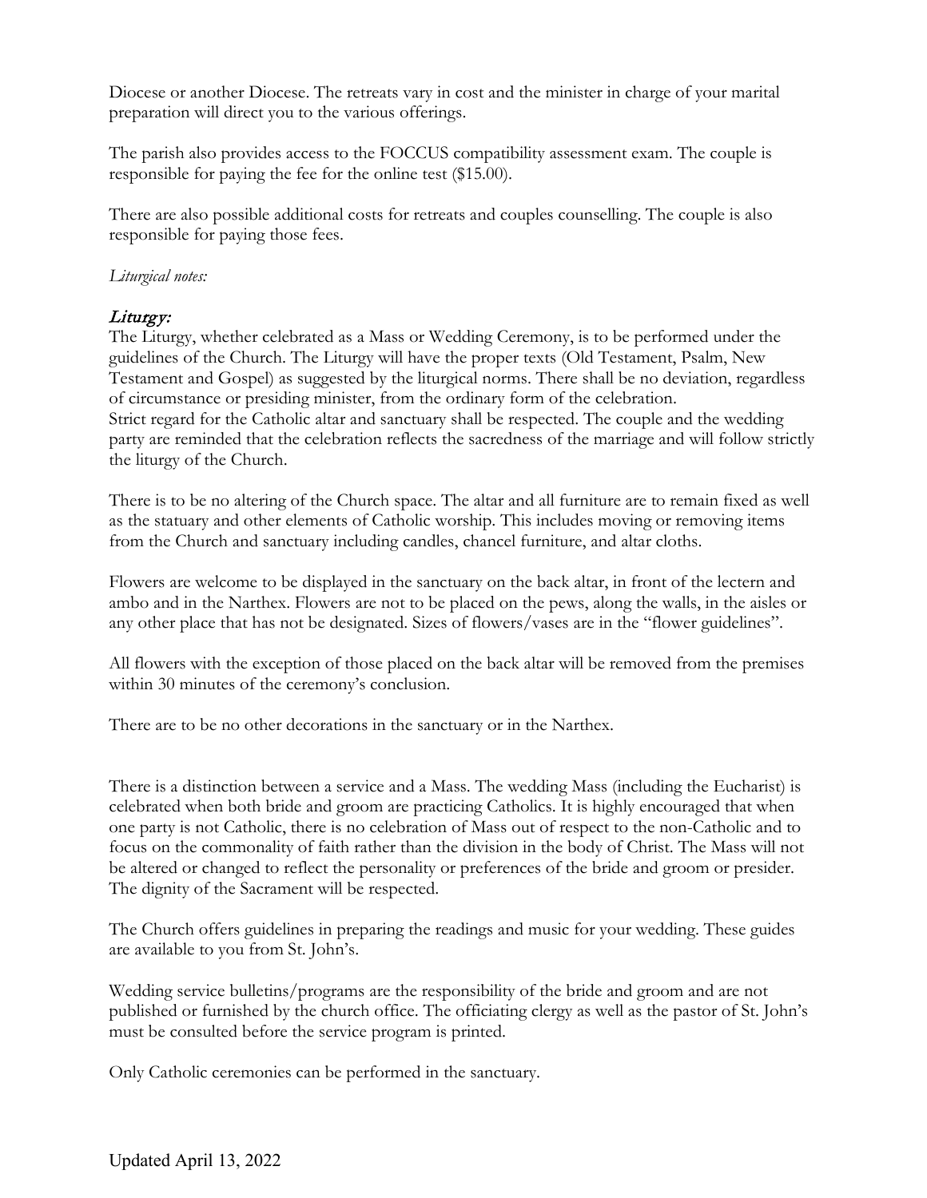Diocese or another Diocese. The retreats vary in cost and the minister in charge of your marital preparation will direct you to the various offerings.

The parish also provides access to the FOCCUS compatibility assessment exam. The couple is responsible for paying the fee for the online test ($15.00).

There are also possible additional costs for retreats and couples counselling. The couple is also responsible for paying those fees.

*Liturgical notes:*

## *Liturgy:*

The Liturgy, whether celebrated as a Mass or Wedding Ceremony, is to be performed under the guidelines of the Church. The Liturgy will have the proper texts (Old Testament, Psalm, New Testament and Gospel) as suggested by the liturgical norms. There shall be no deviation, regardless of circumstance or presiding minister, from the ordinary form of the celebration.
Strict regard for the Catholic altar and sanctuary shall be respected. The couple and the wedding party are reminded that the celebration reflects the sacredness of the marriage and will follow strictly the liturgy of the Church.

There is to be no altering of the Church space. The altar and all furniture are to remain fixed as well as the statuary and other elements of Catholic worship. This includes moving or removing items from the Church and sanctuary including candles, chancel furniture, and altar cloths.

Flowers are welcome to be displayed in the sanctuary on the back altar, in front of the lectern and ambo and in the Narthex. Flowers are not to be placed on the pews, along the walls, in the aisles or any other place that has not be designated. Sizes of flowers/vases are in the "flower guidelines".

All flowers with the exception of those placed on the back altar will be removed from the premises within 30 minutes of the ceremony's conclusion.

There are to be no other decorations in the sanctuary or in the Narthex.

There is a distinction between a service and a Mass. The wedding Mass (including the Eucharist) is celebrated when both bride and groom are practicing Catholics. It is highly encouraged that when one party is not Catholic, there is no celebration of Mass out of respect to the non-Catholic and to focus on the commonality of faith rather than the division in the body of Christ. The Mass will not be altered or changed to reflect the personality or preferences of the bride and groom or presider. The dignity of the Sacrament will be respected.

The Church offers guidelines in preparing the readings and music for your wedding. These guides are available to you from St. John's.

Wedding service bulletins/programs are the responsibility of the bride and groom and are not published or furnished by the church office. The officiating clergy as well as the pastor of St. John's must be consulted before the service program is printed.

Only Catholic ceremonies can be performed in the sanctuary.

Updated April 13, 2022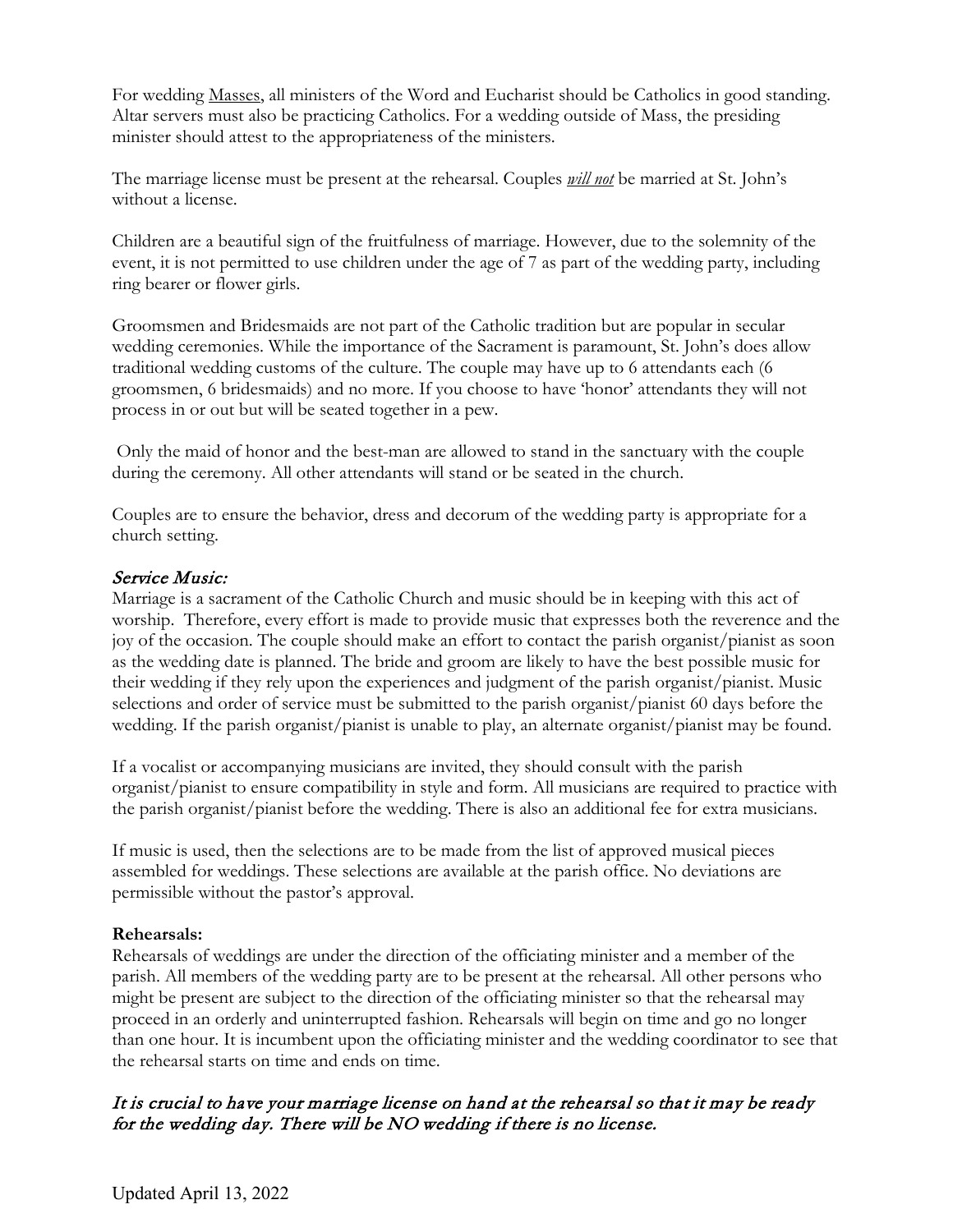For wedding <u>Masses</u>, all ministers of the Word and Eucharist should be Catholics in good standing. Altar servers must also be practicing Catholics. For a wedding outside of Mass, the presiding minister should attest to the appropriateness of the ministers.

The marriage license must be present at the rehearsal. Couples ***will not*** be married at St. John's without a license.

Children are a beautiful sign of the fruitfulness of marriage. However, due to the solemnity of the event, it is not permitted to use children under the age of 7 as part of the wedding party, including ring bearer or flower girls.

Groomsmen and Bridesmaids are not part of the Catholic tradition but are popular in secular wedding ceremonies. While the importance of the Sacrament is paramount, St. John's does allow traditional wedding customs of the culture. The couple may have up to 6 attendants each (6 groomsmen, 6 bridesmaids) and no more. If you choose to have 'honor' attendants they will not process in or out but will be seated together in a pew.

Only the maid of honor and the best-man are allowed to stand in the sanctuary with the couple during the ceremony. All other attendants will stand or be seated in the church.

Couples are to ensure the behavior, dress and decorum of the wedding party is appropriate for a church setting.

## *Service Music:*

Marriage is a sacrament of the Catholic Church and music should be in keeping with this act of worship. Therefore, every effort is made to provide music that expresses both the reverence and the joy of the occasion. The couple should make an effort to contact the parish organist/pianist as soon as the wedding date is planned. The bride and groom are likely to have the best possible music for their wedding if they rely upon the experiences and judgment of the parish organist/pianist. Music selections and order of service must be submitted to the parish organist/pianist 60 days before the wedding. If the parish organist/pianist is unable to play, an alternate organist/pianist may be found.

If a vocalist or accompanying musicians are invited, they should consult with the parish organist/pianist to ensure compatibility in style and form. All musicians are required to practice with the parish organist/pianist before the wedding. There is also an additional fee for extra musicians.

If music is used, then the selections are to be made from the list of approved musical pieces assembled for weddings. These selections are available at the parish office. No deviations are permissible without the pastor's approval.

**Rehearsals:**

Rehearsals of weddings are under the direction of the officiating minister and a member of the parish. All members of the wedding party are to be present at the rehearsal. All other persons who might be present are subject to the direction of the officiating minister so that the rehearsal may proceed in an orderly and uninterrupted fashion. Rehearsals will begin on time and go no longer than one hour. It is incumbent upon the officiating minister and the wedding coordinator to see that the rehearsal starts on time and ends on time.

### *It is crucial to have your marriage license on hand at the rehearsal so that it may be ready for the wedding day. There will be NO wedding if there is no license.*

Updated April 13, 2022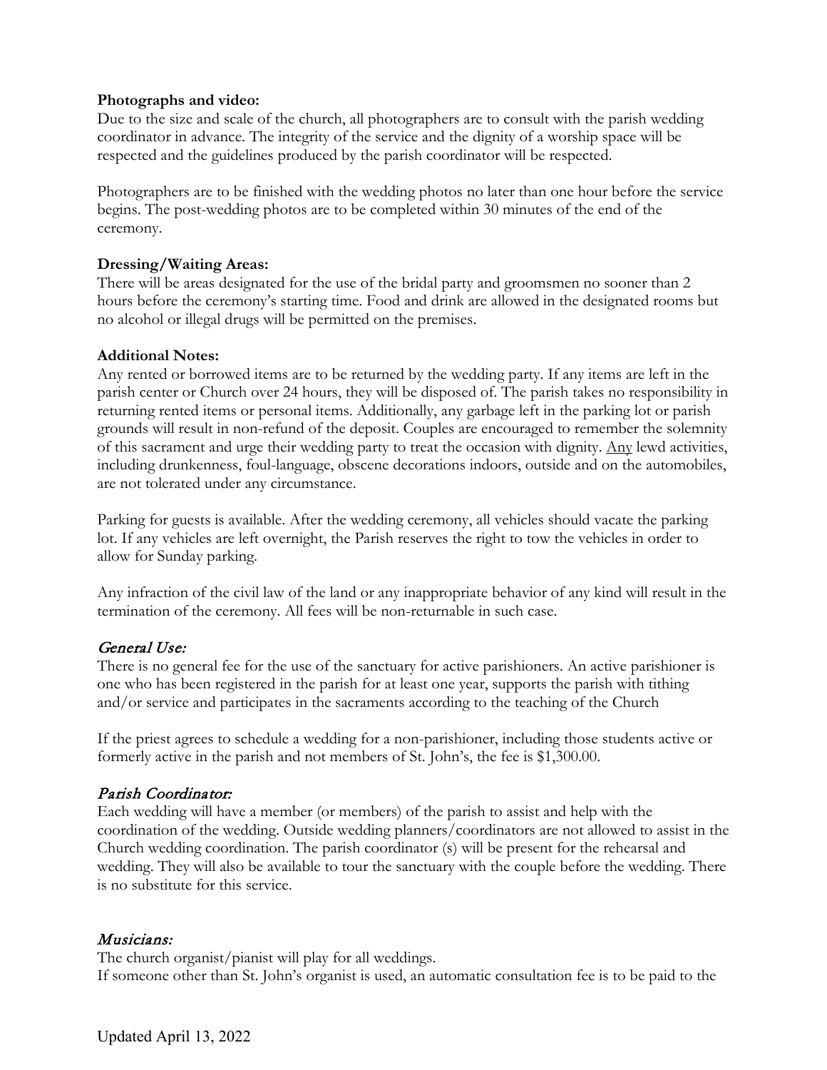**Photographs and video:**

Due to the size and scale of the church, all photographers are to consult with the parish wedding coordinator in advance. The integrity of the service and the dignity of a worship space will be respected and the guidelines produced by the parish coordinator will be respected.

Photographers are to be finished with the wedding photos no later than one hour before the service begins. The post-wedding photos are to be completed within 30 minutes of the end of the ceremony.

**Dressing/Waiting Areas:**

There will be areas designated for the use of the bridal party and groomsmen no sooner than 2 hours before the ceremony's starting time. Food and drink are allowed in the designated rooms but no alcohol or illegal drugs will be permitted on the premises.

**Additional Notes:**

Any rented or borrowed items are to be returned by the wedding party. If any items are left in the parish center or Church over 24 hours, they will be disposed of. The parish takes no responsibility in returning rented items or personal items. Additionally, any garbage left in the parking lot or parish grounds will result in non-refund of the deposit. Couples are encouraged to remember the solemnity of this sacrament and urge their wedding party to treat the occasion with dignity. <u>Any</u> lewd activities, including drunkenness, foul-language, obscene decorations indoors, outside and on the automobiles, are not tolerated under any circumstance.

Parking for guests is available. After the wedding ceremony, all vehicles should vacate the parking lot. If any vehicles are left overnight, the Parish reserves the right to tow the vehicles in order to allow for Sunday parking.

Any infraction of the civil law of the land or any inappropriate behavior of any kind will result in the termination of the ceremony. All fees will be non-returnable in such case.

## *General Use:*

There is no general fee for the use of the sanctuary for active parishioners. An active parishioner is one who has been registered in the parish for at least one year, supports the parish with tithing and/or service and participates in the sacraments according to the teaching of the Church

If the priest agrees to schedule a wedding for a non-parishioner, including those students active or formerly active in the parish and not members of St. John's, the fee is $1,300.00.

## *Parish Coordinator:*

Each wedding will have a member (or members) of the parish to assist and help with the coordination of the wedding. Outside wedding planners/coordinators are not allowed to assist in the Church wedding coordination. The parish coordinator (s) will be present for the rehearsal and wedding. They will also be available to tour the sanctuary with the couple before the wedding. There is no substitute for this service.

## *Musicians:*

The church organist/pianist will play for all weddings.
If someone other than St. John's organist is used, an automatic consultation fee is to be paid to the

Updated April 13, 2022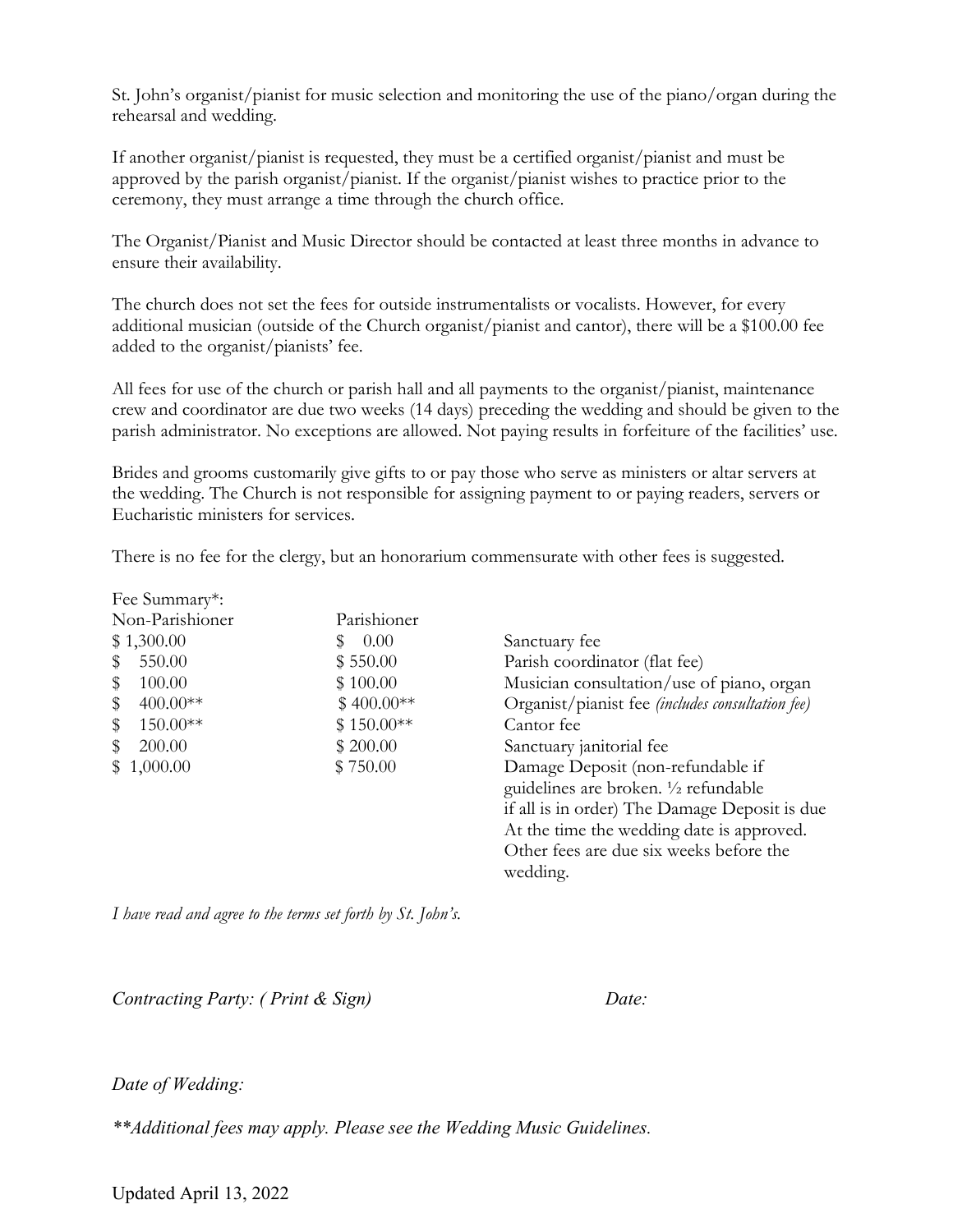St. John's organist/pianist for music selection and monitoring the use of the piano/organ during the rehearsal and wedding.

If another organist/pianist is requested, they must be a certified organist/pianist and must be approved by the parish organist/pianist. If the organist/pianist wishes to practice prior to the ceremony, they must arrange a time through the church office.

The Organist/Pianist and Music Director should be contacted at least three months in advance to ensure their availability.

The church does not set the fees for outside instrumentalists or vocalists. However, for every additional musician (outside of the Church organist/pianist and cantor), there will be a $100.00 fee added to the organist/pianists' fee.

All fees for use of the church or parish hall and all payments to the organist/pianist, maintenance crew and coordinator are due two weeks (14 days) preceding the wedding and should be given to the parish administrator. No exceptions are allowed. Not paying results in forfeiture of the facilities' use.

Brides and grooms customarily give gifts to or pay those who serve as ministers or altar servers at the wedding. The Church is not responsible for assigning payment to or paying readers, servers or Eucharistic ministers for services.

There is no fee for the clergy, but an honorarium commensurate with other fees is suggested.

Fee Summary*:

| Non-Parishioner | Parishioner | |
|---|---|---|
| $ 1,300.00 | $ 0.00 | Sanctuary fee |
| $ 550.00 | $ 550.00 | Parish coordinator (flat fee) |
| $ 100.00 | $ 100.00 | Musician consultation/use of piano, organ |
| $ 400.00** | $ 400.00** | Organist/pianist fee *(includes consultation fee)* |
| $ 150.00** | $ 150.00** | Cantor fee |
| $ 200.00 | $ 200.00 | Sanctuary janitorial fee |
| $ 1,000.00 | $ 750.00 | Damage Deposit (non-refundable if guidelines are broken. ½ refundable if all is in order) The Damage Deposit is due At the time the wedding date is approved. Other fees are due six weeks before the wedding. |

*I have read and agree to the terms set forth by St. John's.*

*Contracting Party: ( Print & Sign)* *Date:*

*Date of Wedding:*

*\*\*Additional fees may apply. Please see the Wedding Music Guidelines.*

Updated April 13, 2022